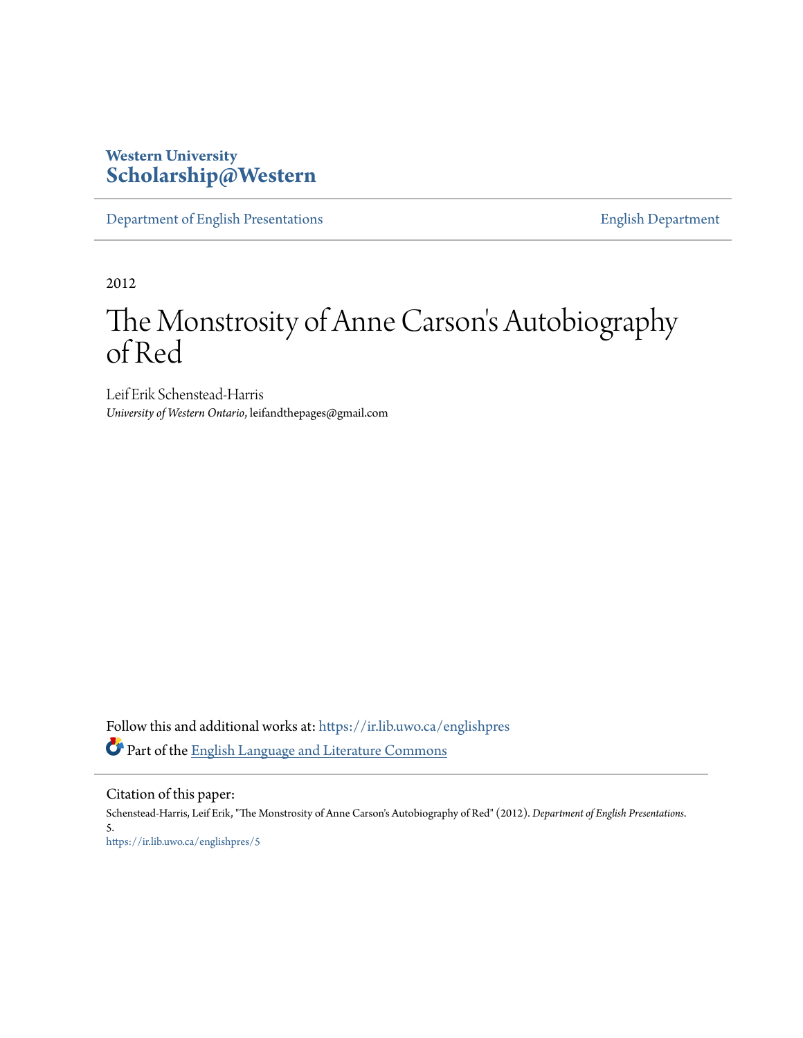Western University
**Scholarship@Western**

Department of English Presentations | English Department

2012

# The Monstrosity of Anne Carson's Autobiography of Red

Leif Erik Schenstead-Harris
*University of Western Ontario*, leifandthepages@gmail.com

Follow this and additional works at: https://ir.lib.uwo.ca/englishpres

Part of the English Language and Literature Commons

Citation of this paper:
Schenstead-Harris, Leif Erik, "The Monstrosity of Anne Carson's Autobiography of Red" (2012). *Department of English Presentations*. 5.
https://ir.lib.uwo.ca/englishpres/5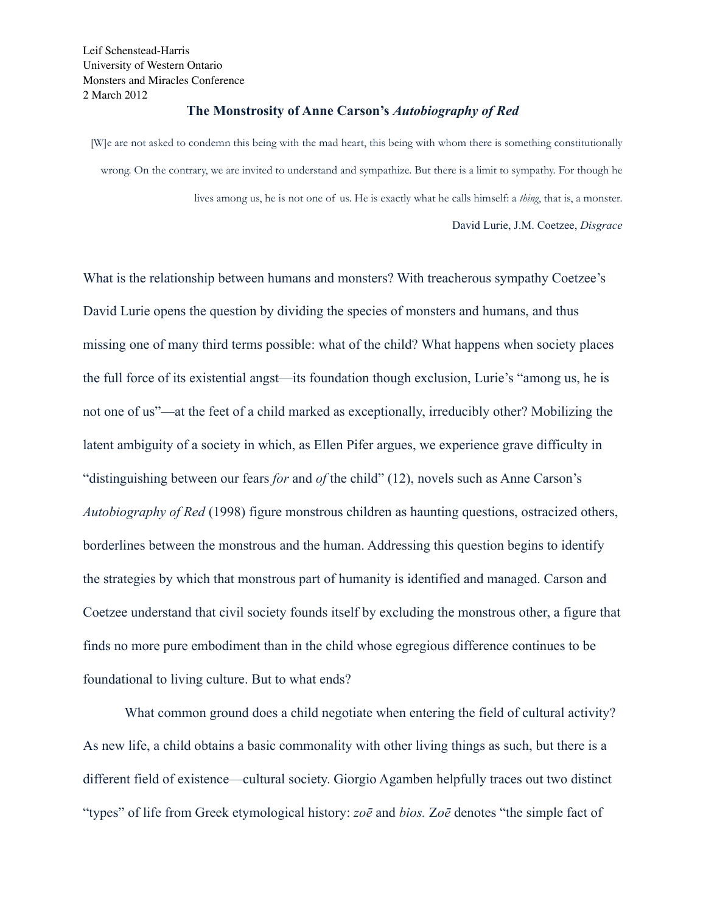Leif Schenstead-Harris  
University of Western Ontario  
Monsters and Miracles Conference  
2 March 2012

## The Monstrosity of Anne Carson's *Autobiography of Red*

> [W]e are not asked to condemn this being with the mad heart, this being with whom there is something constitutionally wrong. On the contrary, we are invited to understand and sympathize. But there is a limit to sympathy. For though he lives among us, he is not one of us. He is exactly what he calls himself: a *thing*, that is, a monster.
>
> David Lurie, J.M. Coetzee, *Disgrace*

What is the relationship between humans and monsters? With treacherous sympathy Coetzee's David Lurie opens the question by dividing the species of monsters and humans, and thus missing one of many third terms possible: what of the child? What happens when society places the full force of its existential angst—its foundation though exclusion, Lurie's "among us, he is not one of us"—at the feet of a child marked as exceptionally, irreducibly other? Mobilizing the latent ambiguity of a society in which, as Ellen Pifer argues, we experience grave difficulty in "distinguishing between our fears *for* and *of* the child" (12), novels such as Anne Carson's *Autobiography of Red* (1998) figure monstrous children as haunting questions, ostracized others, borderlines between the monstrous and the human. Addressing this question begins to identify the strategies by which that monstrous part of humanity is identified and managed. Carson and Coetzee understand that civil society founds itself by excluding the monstrous other, a figure that finds no more pure embodiment than in the child whose egregious difference continues to be foundational to living culture. But to what ends?

What common ground does a child negotiate when entering the field of cultural activity? As new life, a child obtains a basic commonality with other living things as such, but there is a different field of existence—cultural society. Giorgio Agamben helpfully traces out two distinct "types" of life from Greek etymological history: *zoē* and *bios.* *Zoē* denotes "the simple fact of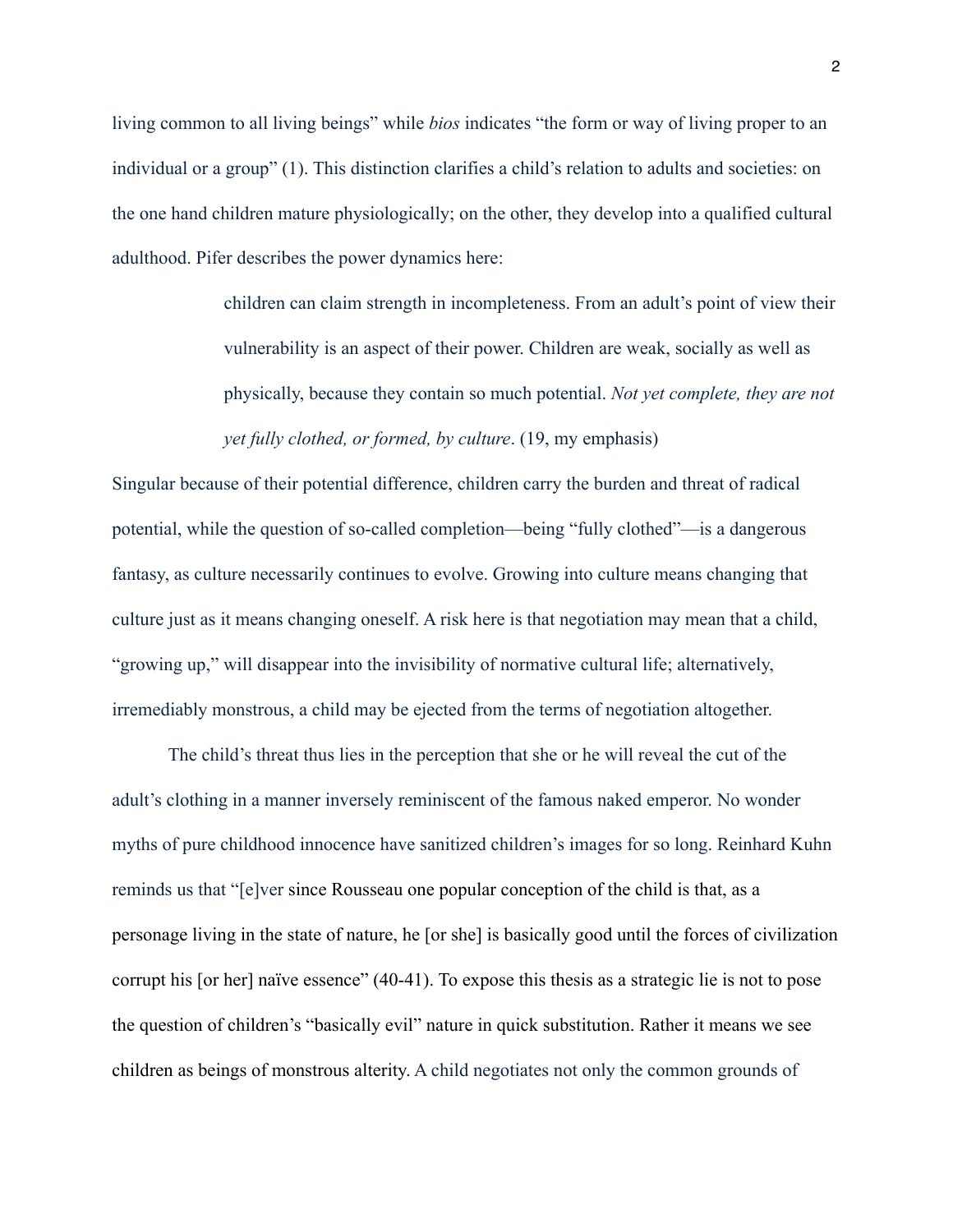living common to all living beings" while *bios* indicates "the form or way of living proper to an individual or a group" (1). This distinction clarifies a child's relation to adults and societies: on the one hand children mature physiologically; on the other, they develop into a qualified cultural adulthood. Pifer describes the power dynamics here:

> children can claim strength in incompleteness. From an adult's point of view their vulnerability is an aspect of their power. Children are weak, socially as well as physically, because they contain so much potential. *Not yet complete, they are not yet fully clothed, or formed, by culture*. (19, my emphasis)

Singular because of their potential difference, children carry the burden and threat of radical potential, while the question of so-called completion—being "fully clothed"—is a dangerous fantasy, as culture necessarily continues to evolve. Growing into culture means changing that culture just as it means changing oneself. A risk here is that negotiation may mean that a child, "growing up," will disappear into the invisibility of normative cultural life; alternatively, irremediably monstrous, a child may be ejected from the terms of negotiation altogether.

The child's threat thus lies in the perception that she or he will reveal the cut of the adult's clothing in a manner inversely reminiscent of the famous naked emperor. No wonder myths of pure childhood innocence have sanitized children's images for so long. Reinhard Kuhn reminds us that "[e]ver since Rousseau one popular conception of the child is that, as a personage living in the state of nature, he [or she] is basically good until the forces of civilization corrupt his [or her] naïve essence" (40-41). To expose this thesis as a strategic lie is not to pose the question of children's "basically evil" nature in quick substitution. Rather it means we see children as beings of monstrous alterity. A child negotiates not only the common grounds of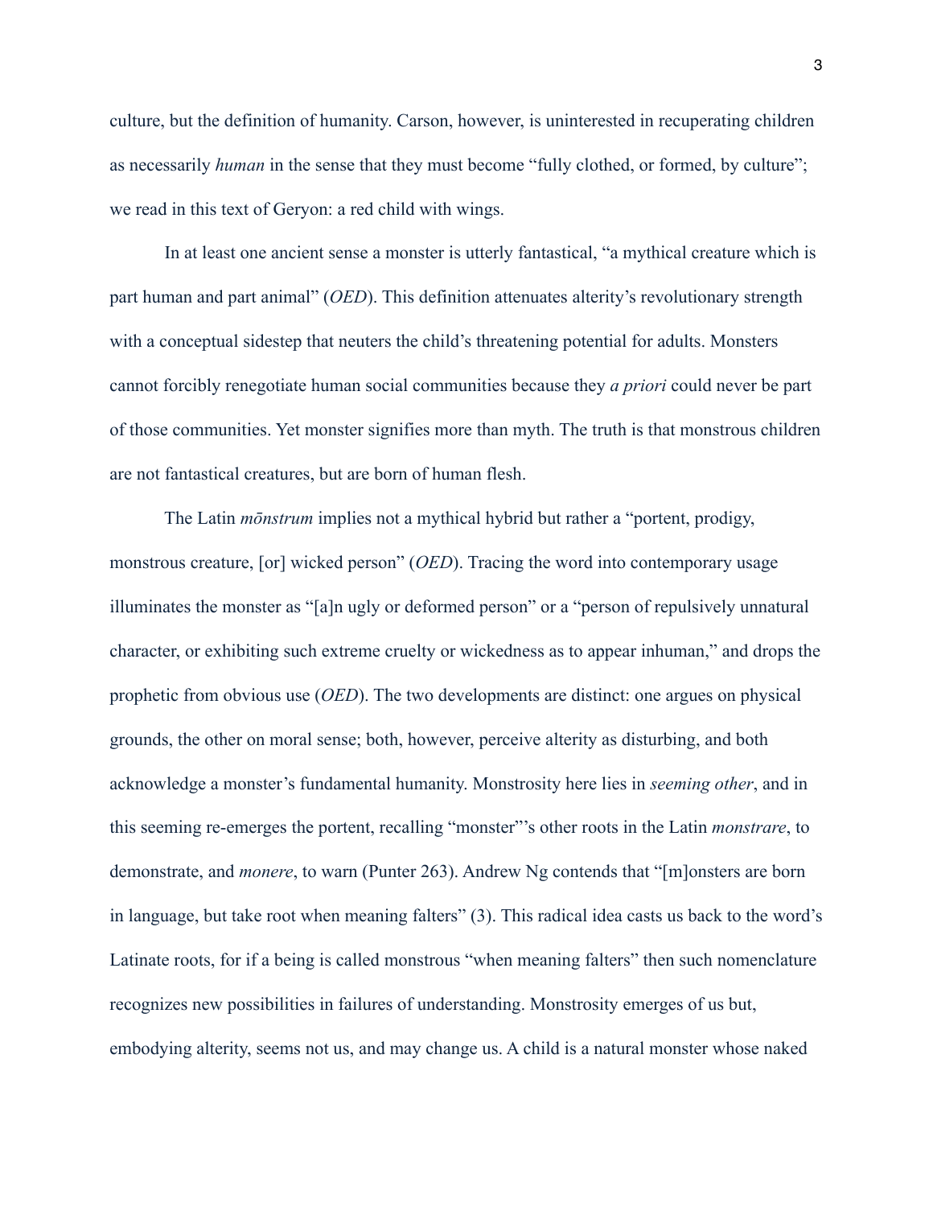culture, but the definition of humanity. Carson, however, is uninterested in recuperating children as necessarily *human* in the sense that they must become "fully clothed, or formed, by culture"; we read in this text of Geryon: a red child with wings.

In at least one ancient sense a monster is utterly fantastical, "a mythical creature which is part human and part animal" (*OED*). This definition attenuates alterity's revolutionary strength with a conceptual sidestep that neuters the child's threatening potential for adults. Monsters cannot forcibly renegotiate human social communities because they *a priori* could never be part of those communities. Yet monster signifies more than myth. The truth is that monstrous children are not fantastical creatures, but are born of human flesh.

The Latin *mōnstrum* implies not a mythical hybrid but rather a "portent, prodigy, monstrous creature, [or] wicked person" (*OED*). Tracing the word into contemporary usage illuminates the monster as "[a]n ugly or deformed person" or a "person of repulsively unnatural character, or exhibiting such extreme cruelty or wickedness as to appear inhuman," and drops the prophetic from obvious use (*OED*). The two developments are distinct: one argues on physical grounds, the other on moral sense; both, however, perceive alterity as disturbing, and both acknowledge a monster's fundamental humanity. Monstrosity here lies in *seeming other*, and in this seeming re-emerges the portent, recalling "monster"'s other roots in the Latin *monstrare*, to demonstrate, and *monere*, to warn (Punter 263). Andrew Ng contends that "[m]onsters are born in language, but take root when meaning falters" (3). This radical idea casts us back to the word's Latinate roots, for if a being is called monstrous "when meaning falters" then such nomenclature recognizes new possibilities in failures of understanding. Monstrosity emerges of us but, embodying alterity, seems not us, and may change us. A child is a natural monster whose naked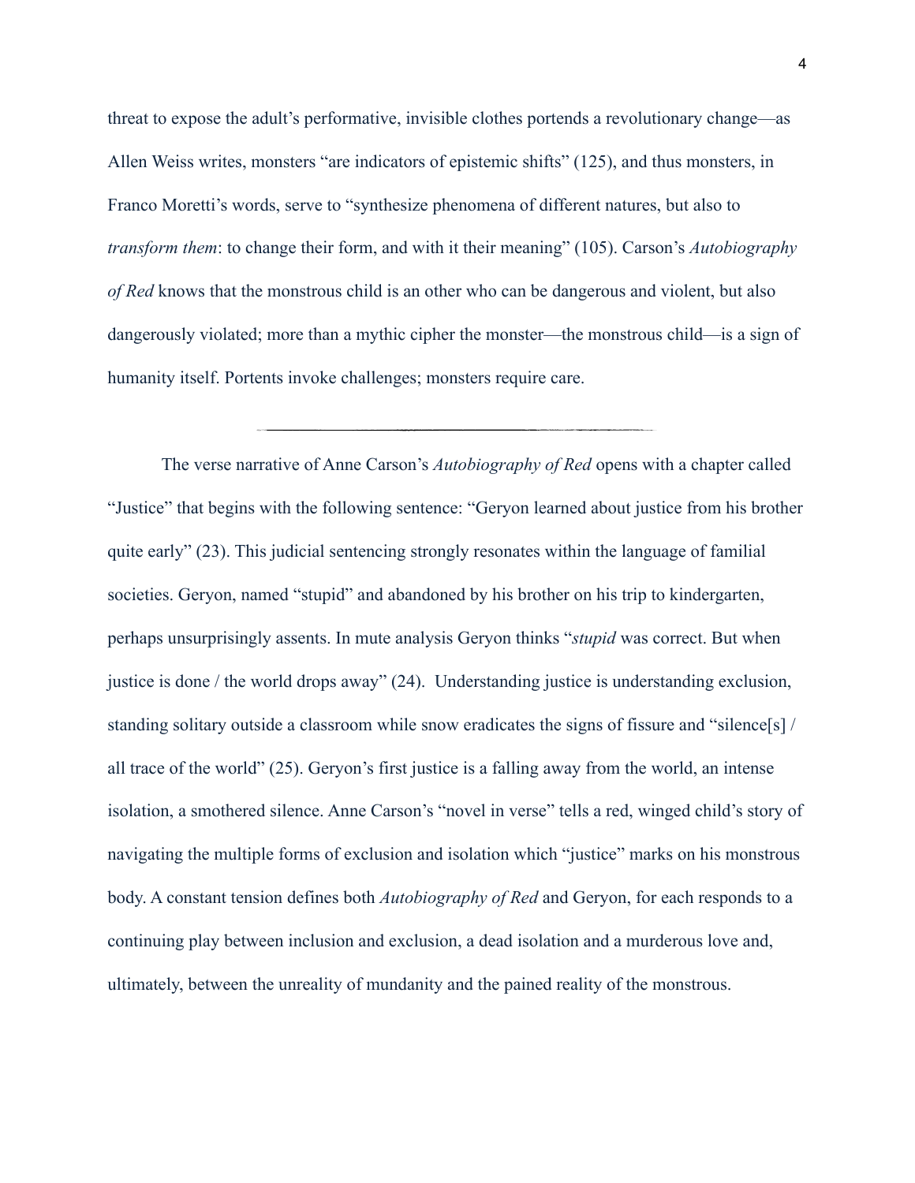threat to expose the adult's performative, invisible clothes portends a revolutionary change—as Allen Weiss writes, monsters "are indicators of epistemic shifts" (125), and thus monsters, in Franco Moretti's words, serve to "synthesize phenomena of different natures, but also to *transform them*: to change their form, and with it their meaning" (105). Carson's *Autobiography of Red* knows that the monstrous child is an other who can be dangerous and violent, but also dangerously violated; more than a mythic cipher the monster—the monstrous child—is a sign of humanity itself. Portents invoke challenges; monsters require care.

---

The verse narrative of Anne Carson's *Autobiography of Red* opens with a chapter called "Justice" that begins with the following sentence: "Geryon learned about justice from his brother quite early" (23). This judicial sentencing strongly resonates within the language of familial societies. Geryon, named "stupid" and abandoned by his brother on his trip to kindergarten, perhaps unsurprisingly assents. In mute analysis Geryon thinks "*stupid* was correct. But when justice is done / the world drops away" (24). Understanding justice is understanding exclusion, standing solitary outside a classroom while snow eradicates the signs of fissure and "silence[s] / all trace of the world" (25). Geryon's first justice is a falling away from the world, an intense isolation, a smothered silence. Anne Carson's "novel in verse" tells a red, winged child's story of navigating the multiple forms of exclusion and isolation which "justice" marks on his monstrous body. A constant tension defines both *Autobiography of Red* and Geryon, for each responds to a continuing play between inclusion and exclusion, a dead isolation and a murderous love and, ultimately, between the unreality of mundanity and the pained reality of the monstrous.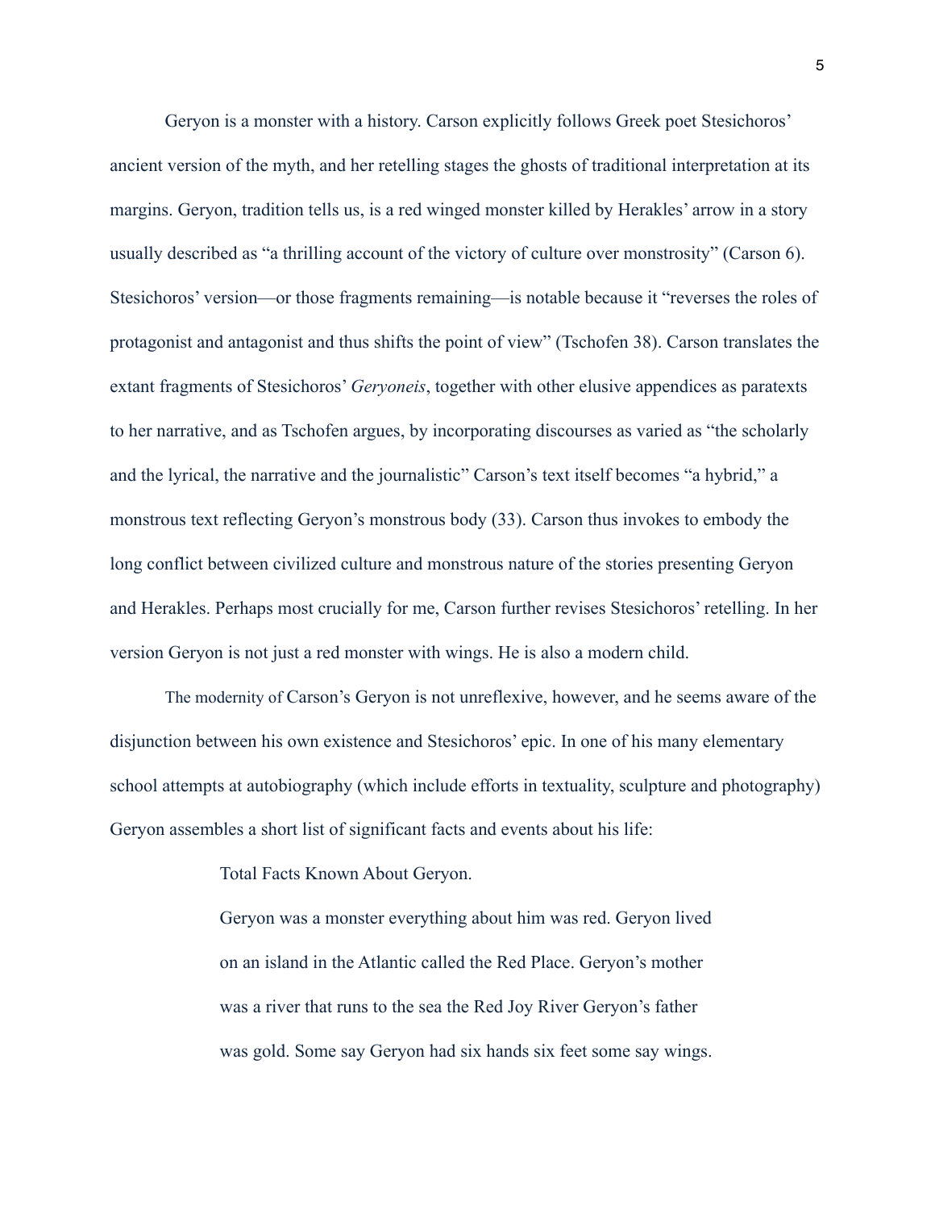Geryon is a monster with a history. Carson explicitly follows Greek poet Stesichoros' ancient version of the myth, and her retelling stages the ghosts of traditional interpretation at its margins. Geryon, tradition tells us, is a red winged monster killed by Herakles' arrow in a story usually described as "a thrilling account of the victory of culture over monstrosity" (Carson 6). Stesichoros' version—or those fragments remaining—is notable because it "reverses the roles of protagonist and antagonist and thus shifts the point of view" (Tschofen 38). Carson translates the extant fragments of Stesichoros' *Geryoneis*, together with other elusive appendices as paratexts to her narrative, and as Tschofen argues, by incorporating discourses as varied as "the scholarly and the lyrical, the narrative and the journalistic" Carson's text itself becomes "a hybrid," a monstrous text reflecting Geryon's monstrous body (33). Carson thus invokes to embody the long conflict between civilized culture and monstrous nature of the stories presenting Geryon and Herakles. Perhaps most crucially for me, Carson further revises Stesichoros' retelling. In her version Geryon is not just a red monster with wings. He is also a modern child.

The modernity of Carson's Geryon is not unreflexive, however, and he seems aware of the disjunction between his own existence and Stesichoros' epic. In one of his many elementary school attempts at autobiography (which include efforts in textuality, sculpture and photography) Geryon assembles a short list of significant facts and events about his life:

> Total Facts Known About Geryon.
>
> Geryon was a monster everything about him was red. Geryon lived
> on an island in the Atlantic called the Red Place. Geryon's mother
> was a river that runs to the sea the Red Joy River Geryon's father
> was gold. Some say Geryon had six hands six feet some say wings.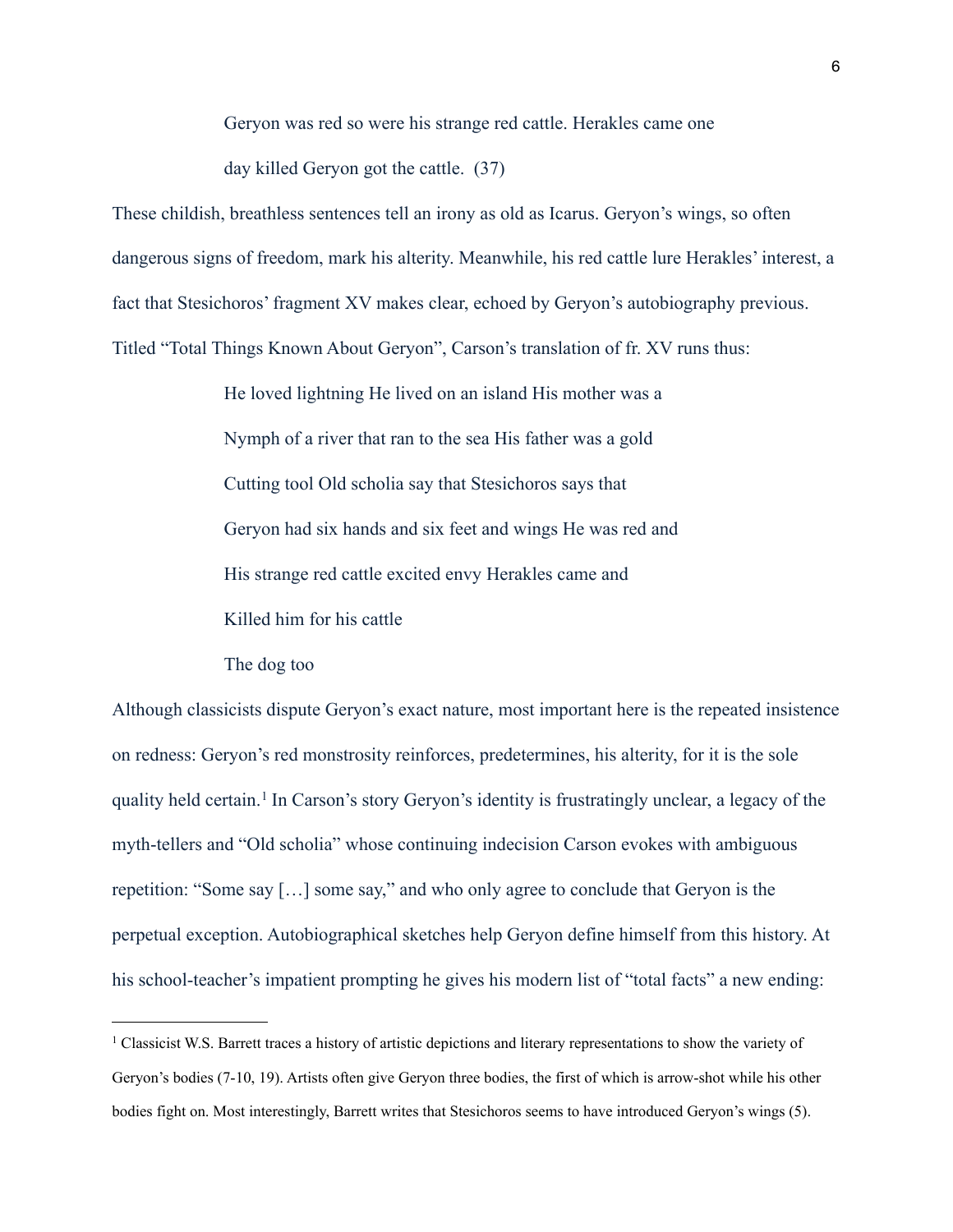> Geryon was red so were his strange red cattle. Herakles came one
>
> day killed Geryon got the cattle. (37)

These childish, breathless sentences tell an irony as old as Icarus. Geryon's wings, so often dangerous signs of freedom, mark his alterity. Meanwhile, his red cattle lure Herakles' interest, a fact that Stesichoros' fragment XV makes clear, echoed by Geryon's autobiography previous. Titled "Total Things Known About Geryon", Carson's translation of fr. XV runs thus:

> He loved lightning He lived on an island His mother was a
>
> Nymph of a river that ran to the sea His father was a gold
>
> Cutting tool Old scholia say that Stesichoros says that
>
> Geryon had six hands and six feet and wings He was red and
>
> His strange red cattle excited envy Herakles came and
>
> Killed him for his cattle
>
> The dog too

Although classicists dispute Geryon's exact nature, most important here is the repeated insistence on redness: Geryon's red monstrosity reinforces, predetermines, his alterity, for it is the sole quality held certain.[1] In Carson's story Geryon's identity is frustratingly unclear, a legacy of the myth-tellers and "Old scholia" whose continuing indecision Carson evokes with ambiguous repetition: "Some say […] some say," and who only agree to conclude that Geryon is the perpetual exception. Autobiographical sketches help Geryon define himself from this history. At his school-teacher's impatient prompting he gives his modern list of "total facts" a new ending:

---

[1] Classicist W.S. Barrett traces a history of artistic depictions and literary representations to show the variety of Geryon's bodies (7-10, 19). Artists often give Geryon three bodies, the first of which is arrow-shot while his other bodies fight on. Most interestingly, Barrett writes that Stesichoros seems to have introduced Geryon's wings (5).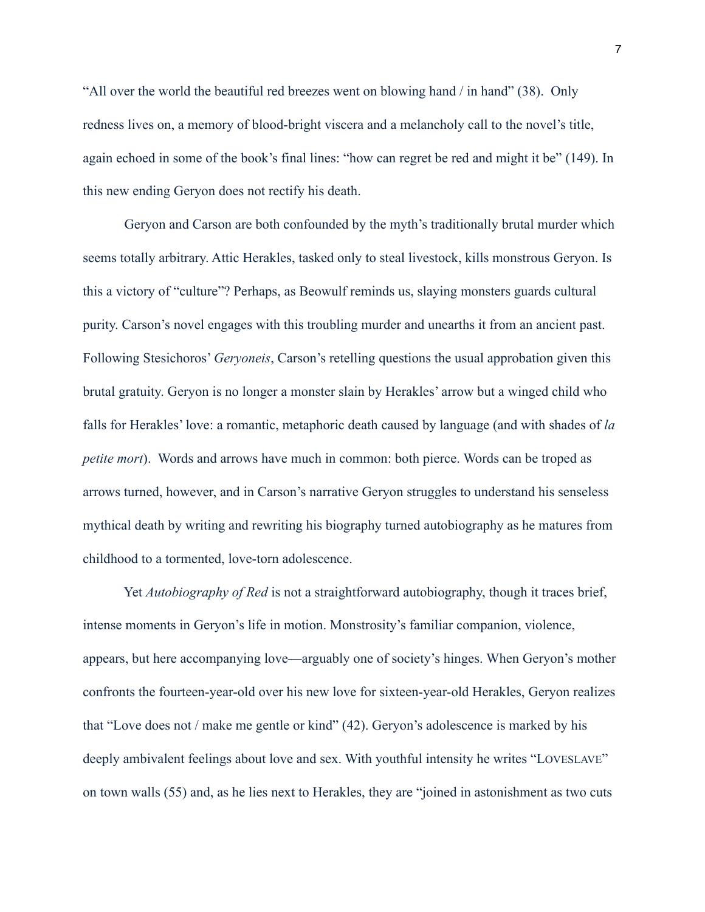"All over the world the beautiful red breezes went on blowing hand / in hand" (38). Only redness lives on, a memory of blood-bright viscera and a melancholy call to the novel's title, again echoed in some of the book's final lines: "how can regret be red and might it be" (149). In this new ending Geryon does not rectify his death.

Geryon and Carson are both confounded by the myth's traditionally brutal murder which seems totally arbitrary. Attic Herakles, tasked only to steal livestock, kills monstrous Geryon. Is this a victory of "culture"? Perhaps, as Beowulf reminds us, slaying monsters guards cultural purity. Carson's novel engages with this troubling murder and unearths it from an ancient past. Following Stesichoros' *Geryoneis*, Carson's retelling questions the usual approbation given this brutal gratuity. Geryon is no longer a monster slain by Herakles' arrow but a winged child who falls for Herakles' love: a romantic, metaphoric death caused by language (and with shades of *la petite mort*). Words and arrows have much in common: both pierce. Words can be troped as arrows turned, however, and in Carson's narrative Geryon struggles to understand his senseless mythical death by writing and rewriting his biography turned autobiography as he matures from childhood to a tormented, love-torn adolescence.

Yet *Autobiography of Red* is not a straightforward autobiography, though it traces brief, intense moments in Geryon's life in motion. Monstrosity's familiar companion, violence, appears, but here accompanying love—arguably one of society's hinges. When Geryon's mother confronts the fourteen-year-old over his new love for sixteen-year-old Herakles, Geryon realizes that "Love does not / make me gentle or kind" (42). Geryon's adolescence is marked by his deeply ambivalent feelings about love and sex. With youthful intensity he writes "LOVESLAVE" on town walls (55) and, as he lies next to Herakles, they are "joined in astonishment as two cuts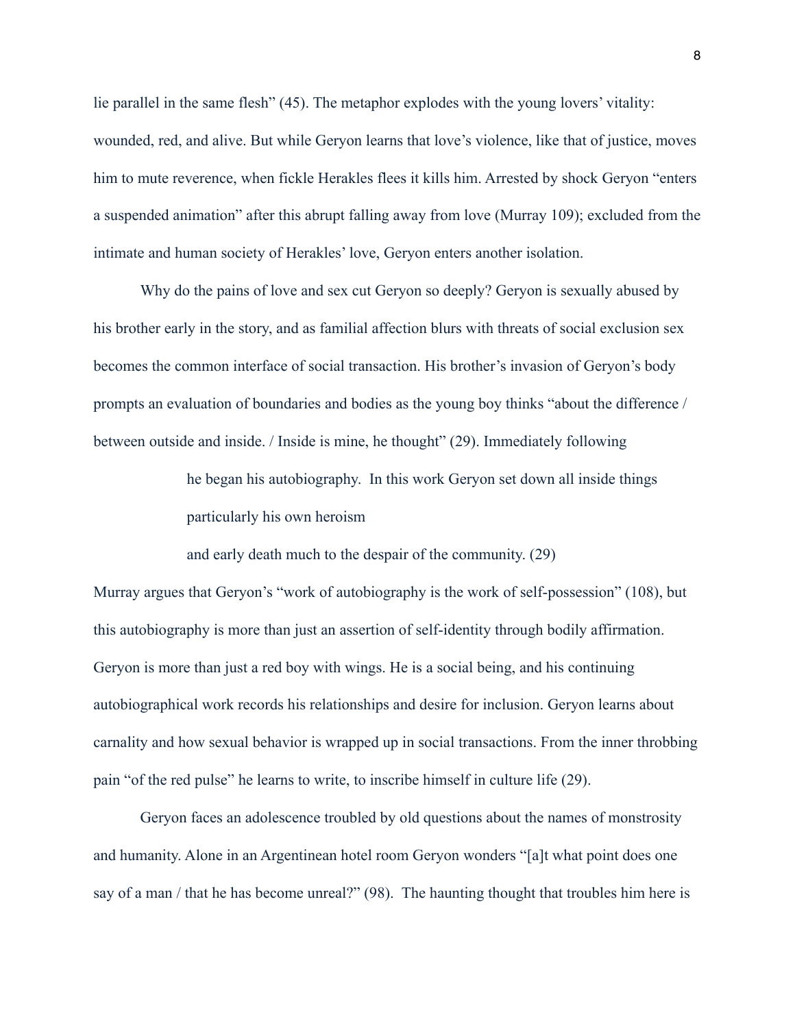lie parallel in the same flesh" (45). The metaphor explodes with the young lovers' vitality: wounded, red, and alive. But while Geryon learns that love's violence, like that of justice, moves him to mute reverence, when fickle Herakles flees it kills him. Arrested by shock Geryon "enters a suspended animation" after this abrupt falling away from love (Murray 109); excluded from the intimate and human society of Herakles' love, Geryon enters another isolation.

Why do the pains of love and sex cut Geryon so deeply? Geryon is sexually abused by his brother early in the story, and as familial affection blurs with threats of social exclusion sex becomes the common interface of social transaction. His brother's invasion of Geryon's body prompts an evaluation of boundaries and bodies as the young boy thinks "about the difference / between outside and inside. / Inside is mine, he thought" (29). Immediately following

> he began his autobiography. In this work Geryon set down all inside things
> particularly his own heroism
>
> and early death much to the despair of the community. (29)

Murray argues that Geryon's "work of autobiography is the work of self-possession" (108), but this autobiography is more than just an assertion of self-identity through bodily affirmation. Geryon is more than just a red boy with wings. He is a social being, and his continuing autobiographical work records his relationships and desire for inclusion. Geryon learns about carnality and how sexual behavior is wrapped up in social transactions. From the inner throbbing pain "of the red pulse" he learns to write, to inscribe himself in culture life (29).

Geryon faces an adolescence troubled by old questions about the names of monstrosity and humanity. Alone in an Argentinean hotel room Geryon wonders "[a]t what point does one say of a man / that he has become unreal?" (98). The haunting thought that troubles him here is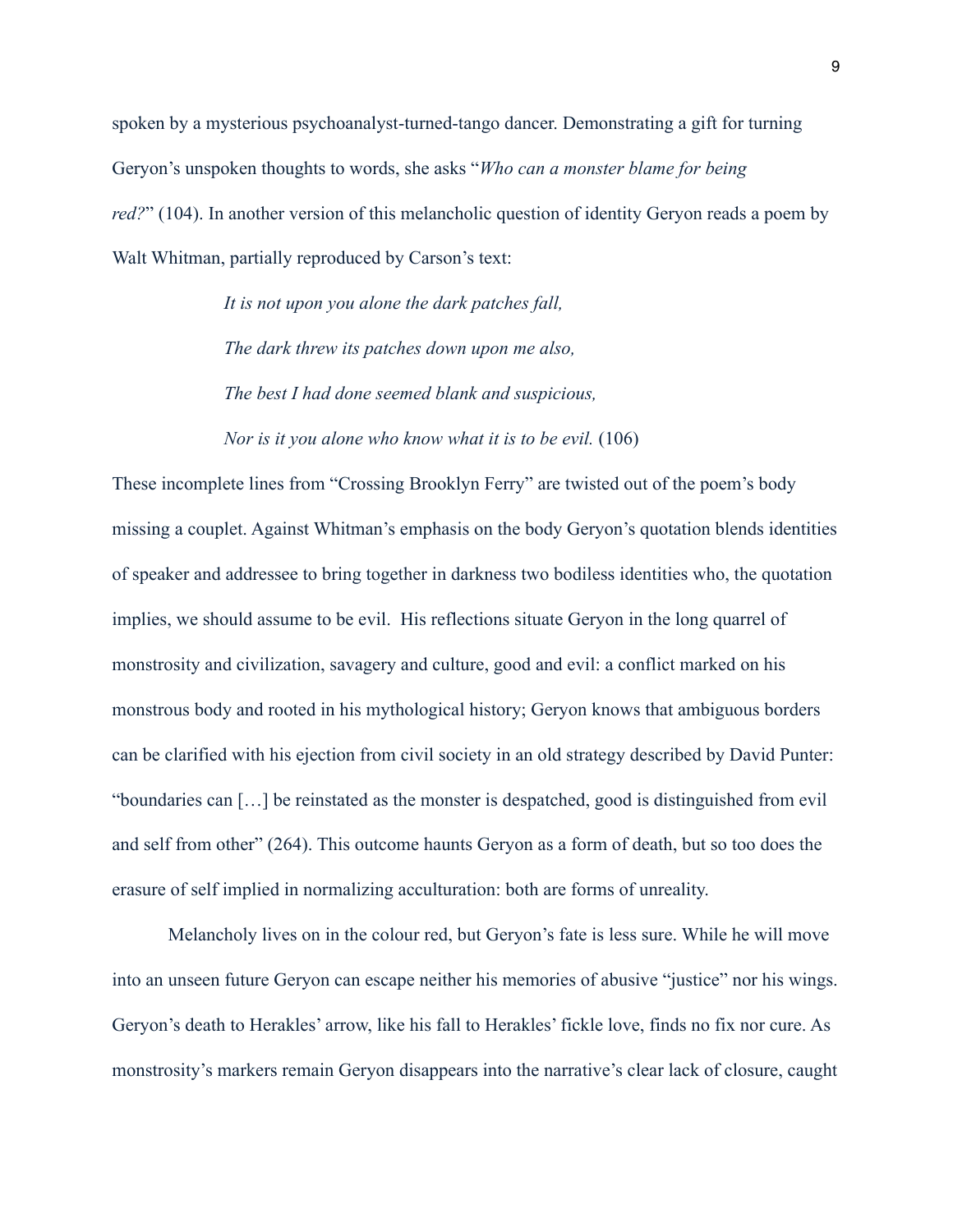spoken by a mysterious psychoanalyst-turned-tango dancer. Demonstrating a gift for turning Geryon's unspoken thoughts to words, she asks "*Who can a monster blame for being red?*" (104). In another version of this melancholic question of identity Geryon reads a poem by Walt Whitman, partially reproduced by Carson's text:

> *It is not upon you alone the dark patches fall,*
>
> *The dark threw its patches down upon me also,*
>
> *The best I had done seemed blank and suspicious,*
>
> *Nor is it you alone who know what it is to be evil.* (106)

These incomplete lines from "Crossing Brooklyn Ferry" are twisted out of the poem's body missing a couplet. Against Whitman's emphasis on the body Geryon's quotation blends identities of speaker and addressee to bring together in darkness two bodiless identities who, the quotation implies, we should assume to be evil. His reflections situate Geryon in the long quarrel of monstrosity and civilization, savagery and culture, good and evil: a conflict marked on his monstrous body and rooted in his mythological history; Geryon knows that ambiguous borders can be clarified with his ejection from civil society in an old strategy described by David Punter: "boundaries can […] be reinstated as the monster is despatched, good is distinguished from evil and self from other" (264). This outcome haunts Geryon as a form of death, but so too does the erasure of self implied in normalizing acculturation: both are forms of unreality.

Melancholy lives on in the colour red, but Geryon's fate is less sure. While he will move into an unseen future Geryon can escape neither his memories of abusive "justice" nor his wings. Geryon's death to Herakles' arrow, like his fall to Herakles' fickle love, finds no fix nor cure. As monstrosity's markers remain Geryon disappears into the narrative's clear lack of closure, caught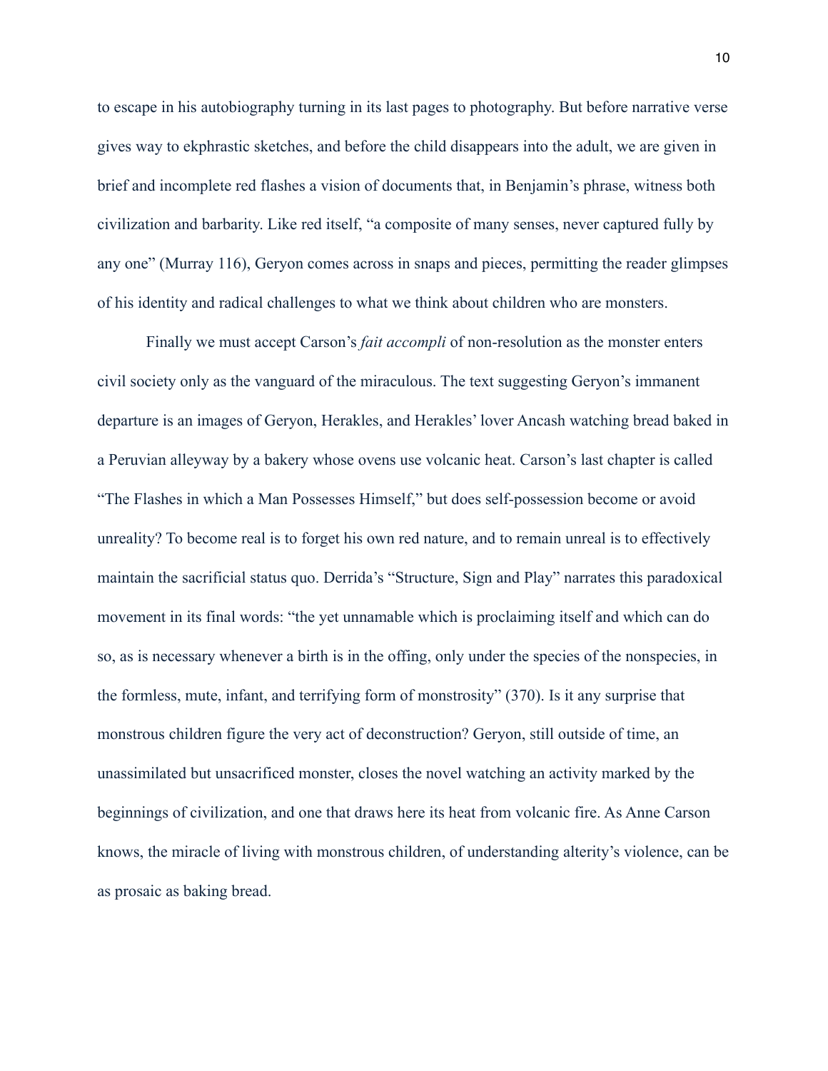to escape in his autobiography turning in its last pages to photography. But before narrative verse gives way to ekphrastic sketches, and before the child disappears into the adult, we are given in brief and incomplete red flashes a vision of documents that, in Benjamin's phrase, witness both civilization and barbarity. Like red itself, "a composite of many senses, never captured fully by any one" (Murray 116), Geryon comes across in snaps and pieces, permitting the reader glimpses of his identity and radical challenges to what we think about children who are monsters.

Finally we must accept Carson's *fait accompli* of non-resolution as the monster enters civil society only as the vanguard of the miraculous. The text suggesting Geryon's immanent departure is an images of Geryon, Herakles, and Herakles' lover Ancash watching bread baked in a Peruvian alleyway by a bakery whose ovens use volcanic heat. Carson's last chapter is called "The Flashes in which a Man Possesses Himself," but does self-possession become or avoid unreality? To become real is to forget his own red nature, and to remain unreal is to effectively maintain the sacrificial status quo. Derrida's "Structure, Sign and Play" narrates this paradoxical movement in its final words: "the yet unnamable which is proclaiming itself and which can do so, as is necessary whenever a birth is in the offing, only under the species of the nonspecies, in the formless, mute, infant, and terrifying form of monstrosity" (370). Is it any surprise that monstrous children figure the very act of deconstruction? Geryon, still outside of time, an unassimilated but unsacrificed monster, closes the novel watching an activity marked by the beginnings of civilization, and one that draws here its heat from volcanic fire. As Anne Carson knows, the miracle of living with monstrous children, of understanding alterity's violence, can be as prosaic as baking bread.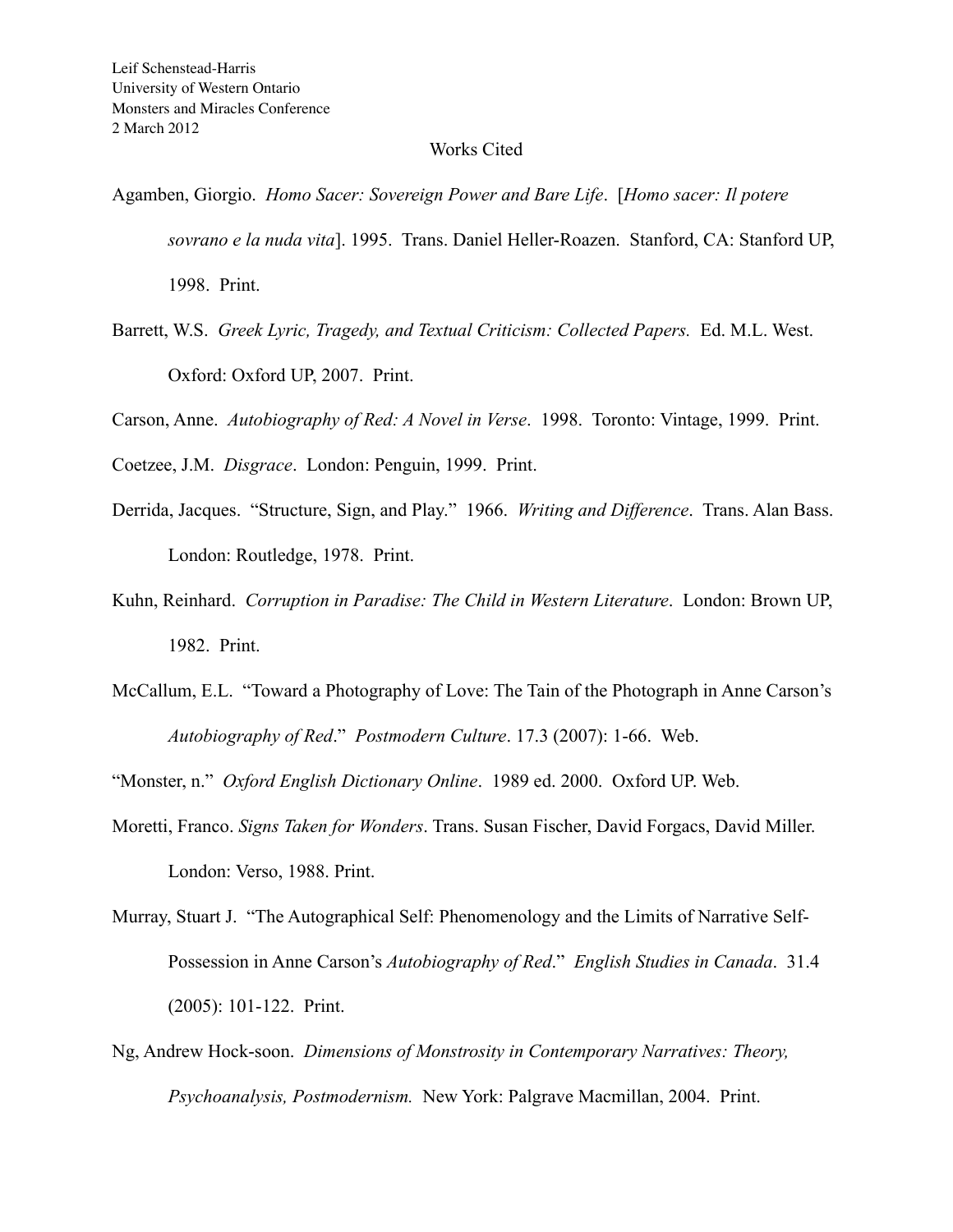Leif Schenstead-Harris
University of Western Ontario
Monsters and Miracles Conference
2 March 2012

Works Cited

Agamben, Giorgio. *Homo Sacer: Sovereign Power and Bare Life*. [*Homo sacer: Il potere sovrano e la nuda vita*]. 1995. Trans. Daniel Heller-Roazen. Stanford, CA: Stanford UP, 1998. Print.

Barrett, W.S. *Greek Lyric, Tragedy, and Textual Criticism: Collected Papers.* Ed. M.L. West. Oxford: Oxford UP, 2007. Print.

Carson, Anne. *Autobiography of Red: A Novel in Verse*. 1998. Toronto: Vintage, 1999. Print.

Coetzee, J.M. *Disgrace*. London: Penguin, 1999. Print.

Derrida, Jacques. "Structure, Sign, and Play." 1966. *Writing and Difference*. Trans. Alan Bass. London: Routledge, 1978. Print.

Kuhn, Reinhard. *Corruption in Paradise: The Child in Western Literature*. London: Brown UP, 1982. Print.

McCallum, E.L. "Toward a Photography of Love: The Tain of the Photograph in Anne Carson's *Autobiography of Red*." *Postmodern Culture*. 17.3 (2007): 1-66. Web.

"Monster, n." *Oxford English Dictionary Online*. 1989 ed. 2000. Oxford UP. Web.

Moretti, Franco. *Signs Taken for Wonders*. Trans. Susan Fischer, David Forgacs, David Miller. London: Verso, 1988. Print.

Murray, Stuart J. "The Autographical Self: Phenomenology and the Limits of Narrative Self-Possession in Anne Carson's *Autobiography of Red*." *English Studies in Canada*. 31.4 (2005): 101-122. Print.

Ng, Andrew Hock-soon. *Dimensions of Monstrosity in Contemporary Narratives: Theory, Psychoanalysis, Postmodernism.* New York: Palgrave Macmillan, 2004. Print.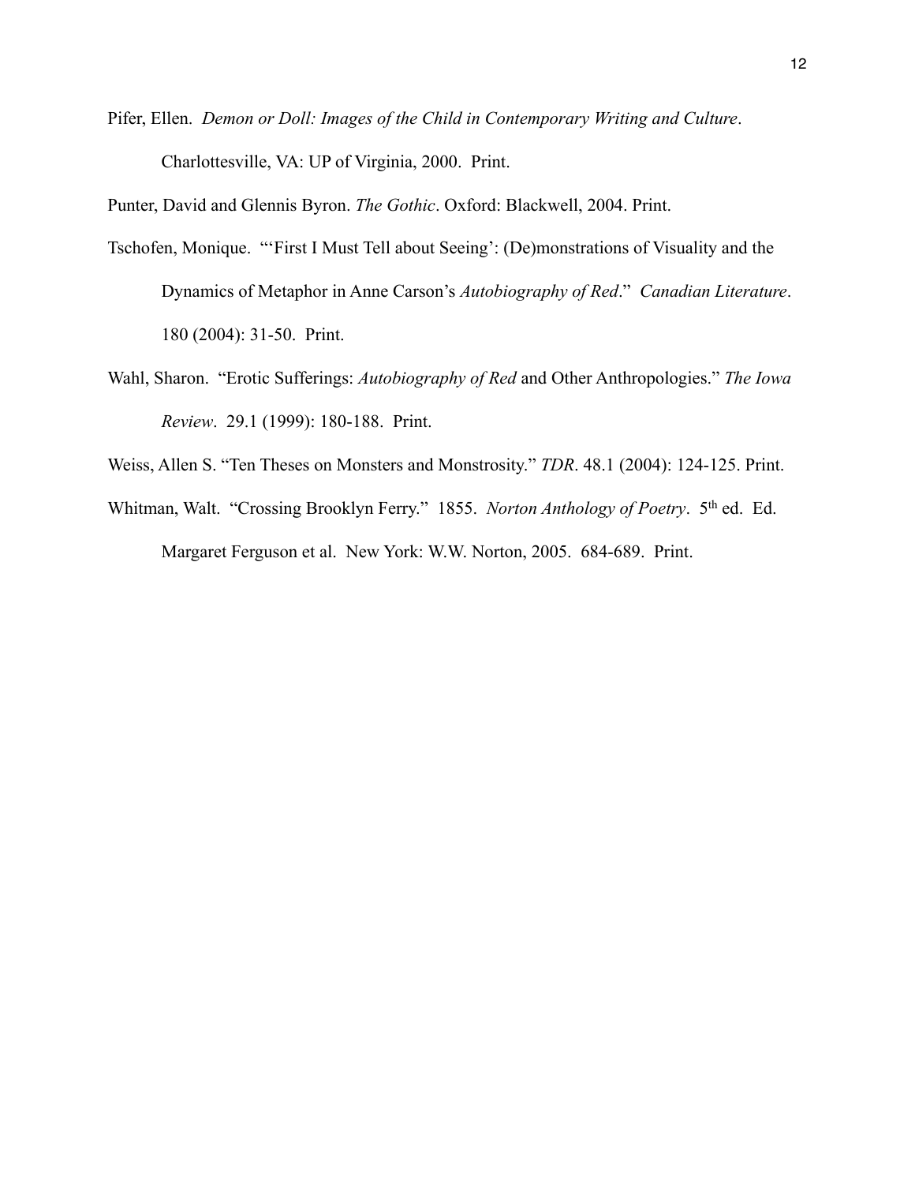Pifer, Ellen. *Demon or Doll: Images of the Child in Contemporary Writing and Culture*. Charlottesville, VA: UP of Virginia, 2000. Print.

Punter, David and Glennis Byron. *The Gothic*. Oxford: Blackwell, 2004. Print.

Tschofen, Monique. "'First I Must Tell about Seeing': (De)monstrations of Visuality and the Dynamics of Metaphor in Anne Carson's *Autobiography of Red*." *Canadian Literature*. 180 (2004): 31-50. Print.

Wahl, Sharon. "Erotic Sufferings: *Autobiography of Red* and Other Anthropologies." *The Iowa Review*. 29.1 (1999): 180-188. Print.

Weiss, Allen S. "Ten Theses on Monsters and Monstrosity." *TDR*. 48.1 (2004): 124-125. Print.

Whitman, Walt. "Crossing Brooklyn Ferry." 1855. *Norton Anthology of Poetry*. 5th ed. Ed. Margaret Ferguson et al. New York: W.W. Norton, 2005. 684-689. Print.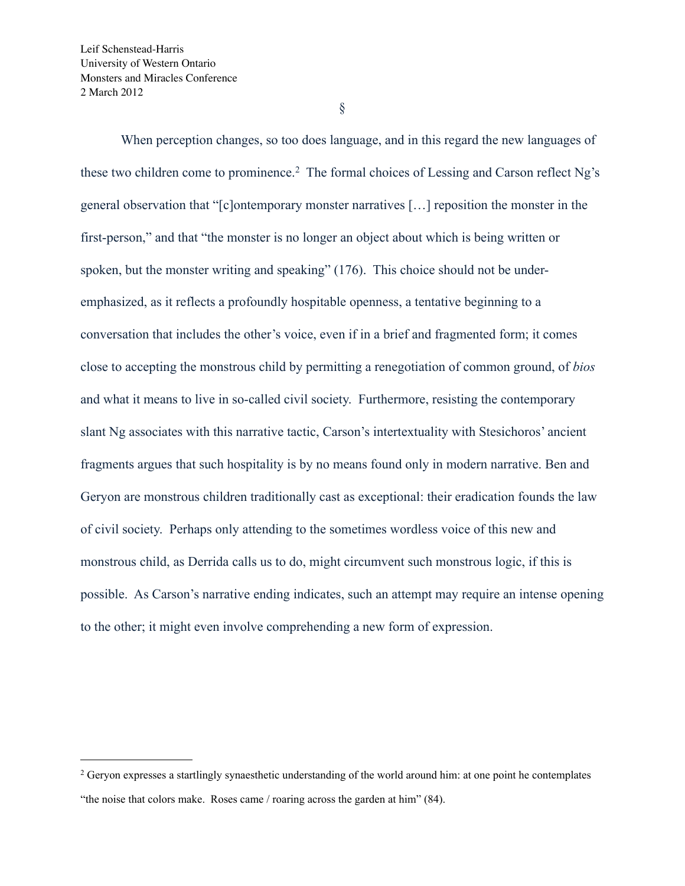Leif Schenstead-Harris
University of Western Ontario
Monsters and Miracles Conference
2 March 2012

§

When perception changes, so too does language, and in this regard the new languages of these two children come to prominence.[2] The formal choices of Lessing and Carson reflect Ng's general observation that "[c]ontemporary monster narratives […] reposition the monster in the first-person," and that "the monster is no longer an object about which is being written or spoken, but the monster writing and speaking" (176). This choice should not be under-emphasized, as it reflects a profoundly hospitable openness, a tentative beginning to a conversation that includes the other's voice, even if in a brief and fragmented form; it comes close to accepting the monstrous child by permitting a renegotiation of common ground, of *bios* and what it means to live in so-called civil society. Furthermore, resisting the contemporary slant Ng associates with this narrative tactic, Carson's intertextuality with Stesichoros' ancient fragments argues that such hospitality is by no means found only in modern narrative. Ben and Geryon are monstrous children traditionally cast as exceptional: their eradication founds the law of civil society. Perhaps only attending to the sometimes wordless voice of this new and monstrous child, as Derrida calls us to do, might circumvent such monstrous logic, if this is possible. As Carson's narrative ending indicates, such an attempt may require an intense opening to the other; it might even involve comprehending a new form of expression.

---

[2] Geryon expresses a startlingly synaesthetic understanding of the world around him: at one point he contemplates "the noise that colors make. Roses came / roaring across the garden at him" (84).